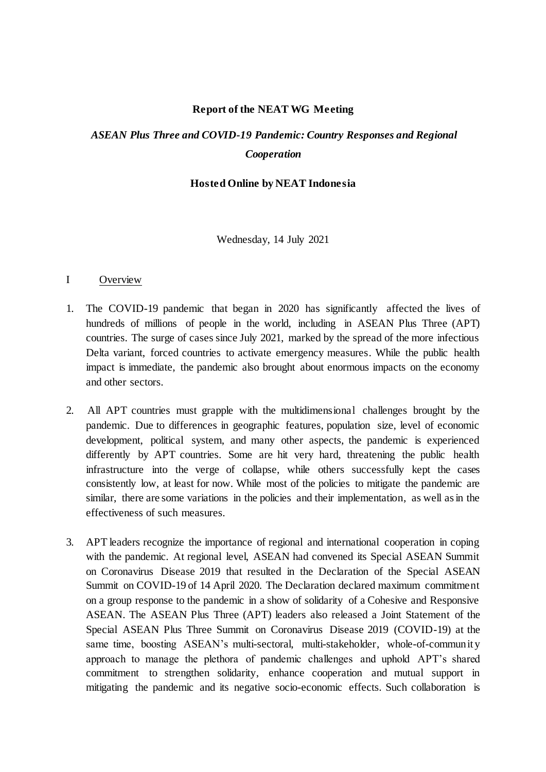**Report of the NEAT WG Meeting**

***ASEAN Plus Three and COVID-19 Pandemic: Country Responses and Regional Cooperation***

**Hosted Online by NEAT Indonesia**

Wednesday, 14 July 2021

## I Overview

1. The COVID-19 pandemic that began in 2020 has significantly affected the lives of hundreds of millions of people in the world, including in ASEAN Plus Three (APT) countries. The surge of cases since July 2021, marked by the spread of the more infectious Delta variant, forced countries to activate emergency measures. While the public health impact is immediate, the pandemic also brought about enormous impacts on the economy and other sectors.

2. All APT countries must grapple with the multidimensional challenges brought by the pandemic. Due to differences in geographic features, population size, level of economic development, political system, and many other aspects, the pandemic is experienced differently by APT countries. Some are hit very hard, threatening the public health infrastructure into the verge of collapse, while others successfully kept the cases consistently low, at least for now. While most of the policies to mitigate the pandemic are similar, there are some variations in the policies and their implementation, as well as in the effectiveness of such measures.

3. APT leaders recognize the importance of regional and international cooperation in coping with the pandemic. At regional level, ASEAN had convened its Special ASEAN Summit on Coronavirus Disease 2019 that resulted in the Declaration of the Special ASEAN Summit on COVID-19 of 14 April 2020. The Declaration declared maximum commitment on a group response to the pandemic in a show of solidarity of a Cohesive and Responsive ASEAN. The ASEAN Plus Three (APT) leaders also released a Joint Statement of the Special ASEAN Plus Three Summit on Coronavirus Disease 2019 (COVID-19) at the same time, boosting ASEAN's multi-sectoral, multi-stakeholder, whole-of-community approach to manage the plethora of pandemic challenges and uphold APT's shared commitment to strengthen solidarity, enhance cooperation and mutual support in mitigating the pandemic and its negative socio-economic effects. Such collaboration is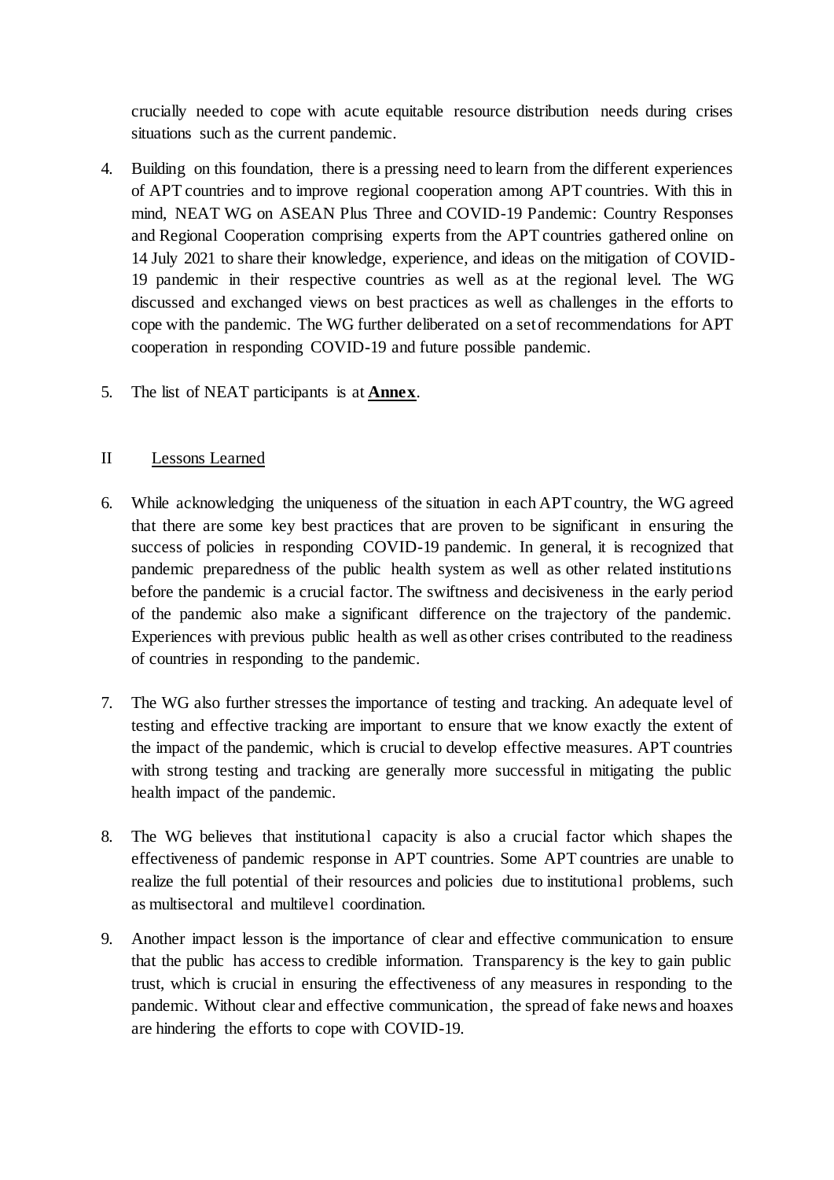crucially needed to cope with acute equitable resource distribution needs during crises situations such as the current pandemic.

4. Building on this foundation, there is a pressing need to learn from the different experiences of APT countries and to improve regional cooperation among APT countries. With this in mind, NEAT WG on ASEAN Plus Three and COVID-19 Pandemic: Country Responses and Regional Cooperation comprising experts from the APT countries gathered online on 14 July 2021 to share their knowledge, experience, and ideas on the mitigation of COVID-19 pandemic in their respective countries as well as at the regional level. The WG discussed and exchanged views on best practices as well as challenges in the efforts to cope with the pandemic. The WG further deliberated on a set of recommendations for APT cooperation in responding COVID-19 and future possible pandemic.

5. The list of NEAT participants is at **Annex**.

## II Lessons Learned

6. While acknowledging the uniqueness of the situation in each APT country, the WG agreed that there are some key best practices that are proven to be significant in ensuring the success of policies in responding COVID-19 pandemic. In general, it is recognized that pandemic preparedness of the public health system as well as other related institutions before the pandemic is a crucial factor. The swiftness and decisiveness in the early period of the pandemic also make a significant difference on the trajectory of the pandemic. Experiences with previous public health as well as other crises contributed to the readiness of countries in responding to the pandemic.

7. The WG also further stresses the importance of testing and tracking. An adequate level of testing and effective tracking are important to ensure that we know exactly the extent of the impact of the pandemic, which is crucial to develop effective measures. APT countries with strong testing and tracking are generally more successful in mitigating the public health impact of the pandemic.

8. The WG believes that institutional capacity is also a crucial factor which shapes the effectiveness of pandemic response in APT countries. Some APT countries are unable to realize the full potential of their resources and policies due to institutional problems, such as multisectoral and multilevel coordination.

9. Another impact lesson is the importance of clear and effective communication to ensure that the public has access to credible information. Transparency is the key to gain public trust, which is crucial in ensuring the effectiveness of any measures in responding to the pandemic. Without clear and effective communication, the spread of fake news and hoaxes are hindering the efforts to cope with COVID-19.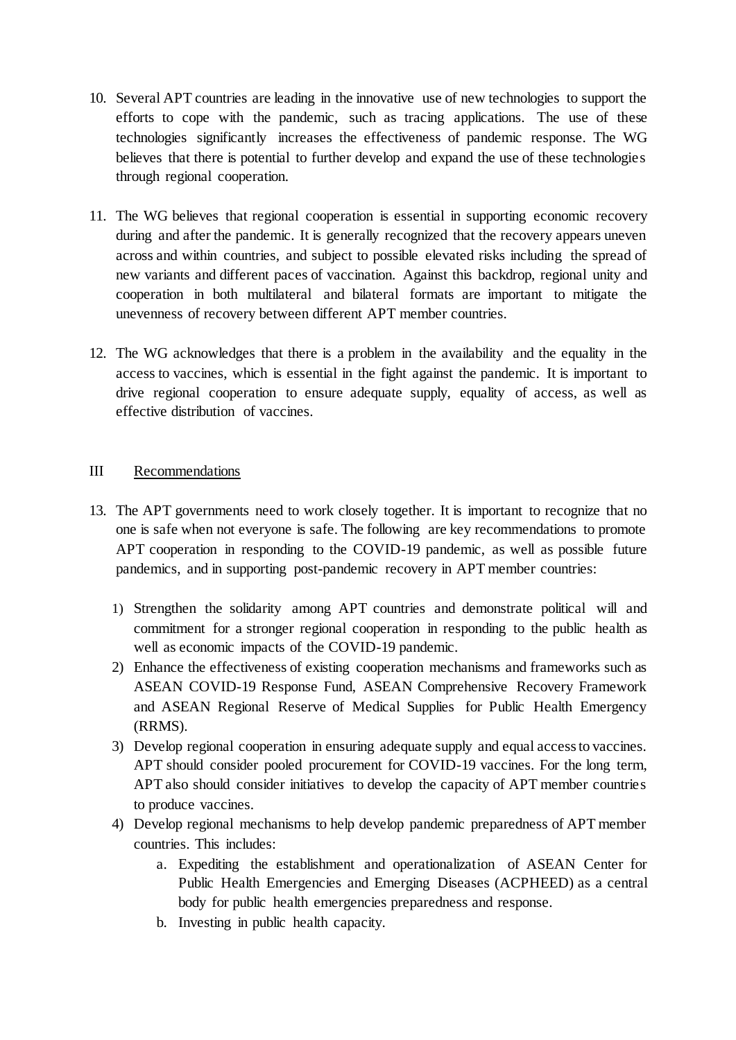10. Several APT countries are leading in the innovative use of new technologies to support the efforts to cope with the pandemic, such as tracing applications. The use of these technologies significantly increases the effectiveness of pandemic response. The WG believes that there is potential to further develop and expand the use of these technologies through regional cooperation.

11. The WG believes that regional cooperation is essential in supporting economic recovery during and after the pandemic. It is generally recognized that the recovery appears uneven across and within countries, and subject to possible elevated risks including the spread of new variants and different paces of vaccination. Against this backdrop, regional unity and cooperation in both multilateral and bilateral formats are important to mitigate the unevenness of recovery between different APT member countries.

12. The WG acknowledges that there is a problem in the availability and the equality in the access to vaccines, which is essential in the fight against the pandemic. It is important to drive regional cooperation to ensure adequate supply, equality of access, as well as effective distribution of vaccines.

## III Recommendations

13. The APT governments need to work closely together. It is important to recognize that no one is safe when not everyone is safe. The following are key recommendations to promote APT cooperation in responding to the COVID-19 pandemic, as well as possible future pandemics, and in supporting post-pandemic recovery in APT member countries:

    1) Strengthen the solidarity among APT countries and demonstrate political will and commitment for a stronger regional cooperation in responding to the public health as well as economic impacts of the COVID-19 pandemic.
    2) Enhance the effectiveness of existing cooperation mechanisms and frameworks such as ASEAN COVID-19 Response Fund, ASEAN Comprehensive Recovery Framework and ASEAN Regional Reserve of Medical Supplies for Public Health Emergency (RRMS).
    3) Develop regional cooperation in ensuring adequate supply and equal access to vaccines. APT should consider pooled procurement for COVID-19 vaccines. For the long term, APT also should consider initiatives to develop the capacity of APT member countries to produce vaccines.
    4) Develop regional mechanisms to help develop pandemic preparedness of APT member countries. This includes:
        a. Expediting the establishment and operationalization of ASEAN Center for Public Health Emergencies and Emerging Diseases (ACPHEED) as a central body for public health emergencies preparedness and response.
        b. Investing in public health capacity.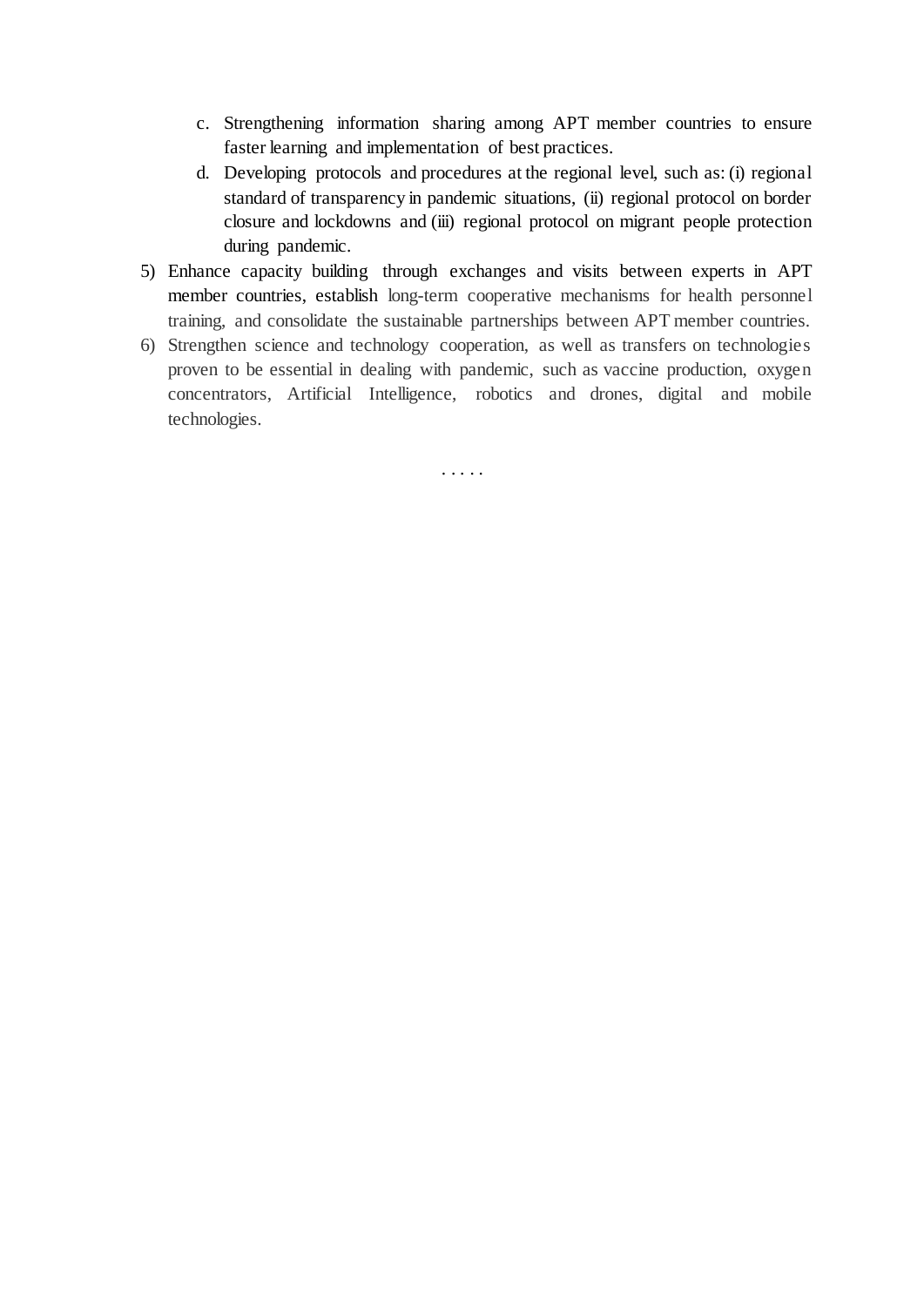c. Strengthening information sharing among APT member countries to ensure faster learning and implementation of best practices.
   d. Developing protocols and procedures at the regional level, such as: (i) regional standard of transparency in pandemic situations, (ii) regional protocol on border closure and lockdowns and (iii) regional protocol on migrant people protection during pandemic.

5) Enhance capacity building through exchanges and visits between experts in APT member countries, establish long-term cooperative mechanisms for health personnel training, and consolidate the sustainable partnerships between APT member countries.
6) Strengthen science and technology cooperation, as well as transfers on technologies proven to be essential in dealing with pandemic, such as vaccine production, oxygen concentrators, Artificial Intelligence, robotics and drones, digital and mobile technologies.

. . . . .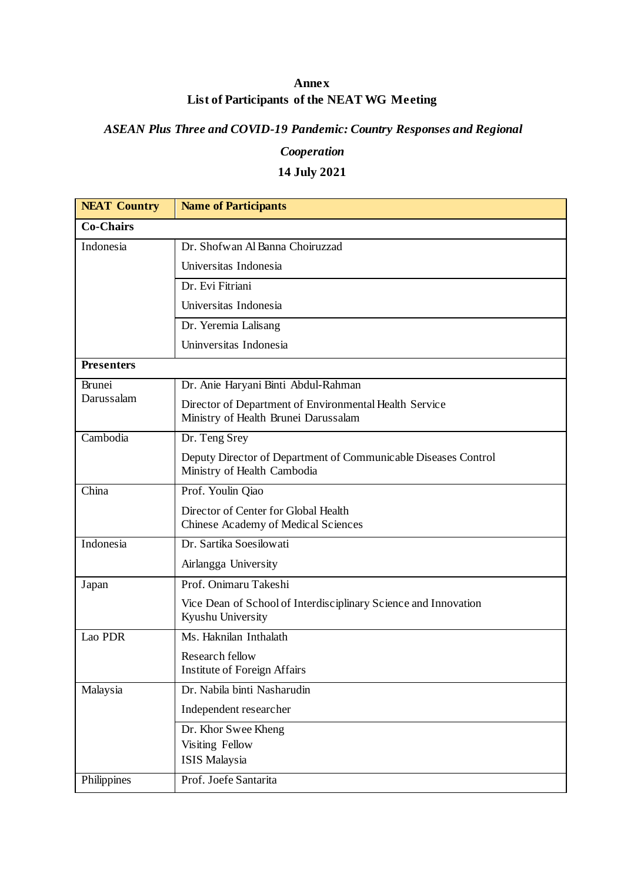**Annex**

**List of Participants of the NEAT WG Meeting**

***ASEAN Plus Three and COVID-19 Pandemic: Country Responses and Regional Cooperation***

**14 July 2021**

| **NEAT Country** | **Name of Participants** |
| --- | --- |
| **Co-Chairs** | |
| Indonesia | Dr. Shofwan Al Banna Choiruzzad<br>Universitas Indonesia |
| | Dr. Evi Fitriani<br>Universitas Indonesia |
| | Dr. Yeremia Lalisang<br>Uninversitas Indonesia |
| **Presenters** | |
| Brunei Darussalam | Dr. Anie Haryani Binti Abdul-Rahman<br>Director of Department of Environmental Health Service<br>Ministry of Health Brunei Darussalam |
| Cambodia | Dr. Teng Srey<br>Deputy Director of Department of Communicable Diseases Control<br>Ministry of Health Cambodia |
| China | Prof. Youlin Qiao<br>Director of Center for Global Health<br>Chinese Academy of Medical Sciences |
| Indonesia | Dr. Sartika Soesilowati<br>Airlangga University |
| Japan | Prof. Onimaru Takeshi<br>Vice Dean of School of Interdisciplinary Science and Innovation<br>Kyushu University |
| Lao PDR | Ms. Haknilan Inthalath<br>Research fellow<br>Institute of Foreign Affairs |
| Malaysia | Dr. Nabila binti Nasharudin<br>Independent researcher |
| | Dr. Khor Swee Kheng<br>Visiting Fellow<br>ISIS Malaysia |
| Philippines | Prof. Joefe Santarita |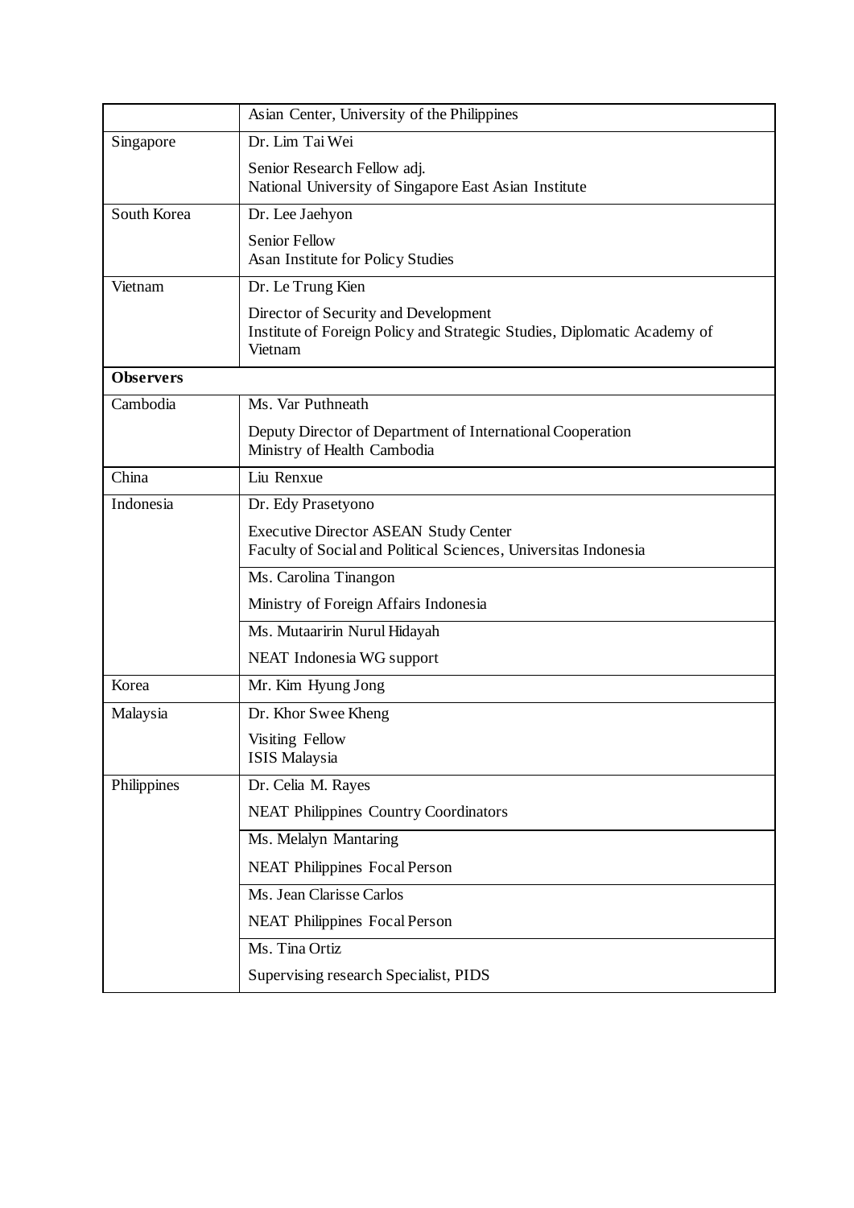| | |
|---|---|
| | Asian Center, University of the Philippines |
| Singapore | Dr. Lim Tai Wei<br><br>Senior Research Fellow adj.<br>National University of Singapore East Asian Institute |
| South Korea | Dr. Lee Jaehyon<br><br>Senior Fellow<br>Asan Institute for Policy Studies |
| Vietnam | Dr. Le Trung Kien<br><br>Director of Security and Development<br>Institute of Foreign Policy and Strategic Studies, Diplomatic Academy of Vietnam |
| **Observers** | |
| Cambodia | Ms. Var Puthneath<br><br>Deputy Director of Department of International Cooperation<br>Ministry of Health Cambodia |
| China | Liu Renxue |
| Indonesia | Dr. Edy Prasetyono<br><br>Executive Director ASEAN Study Center<br>Faculty of Social and Political Sciences, Universitas Indonesia |
| | Ms. Carolina Tinangon<br><br>Ministry of Foreign Affairs Indonesia |
| | Ms. Mutaaririn Nurul Hidayah<br><br>NEAT Indonesia WG support |
| Korea | Mr. Kim Hyung Jong |
| Malaysia | Dr. Khor Swee Kheng<br><br>Visiting Fellow<br>ISIS Malaysia |
| Philippines | Dr. Celia M. Rayes<br><br>NEAT Philippines Country Coordinators |
| | Ms. Melalyn Mantaring<br><br>NEAT Philippines Focal Person |
| | Ms. Jean Clarisse Carlos<br><br>NEAT Philippines Focal Person |
| | Ms. Tina Ortiz<br><br>Supervising research Specialist, PIDS |